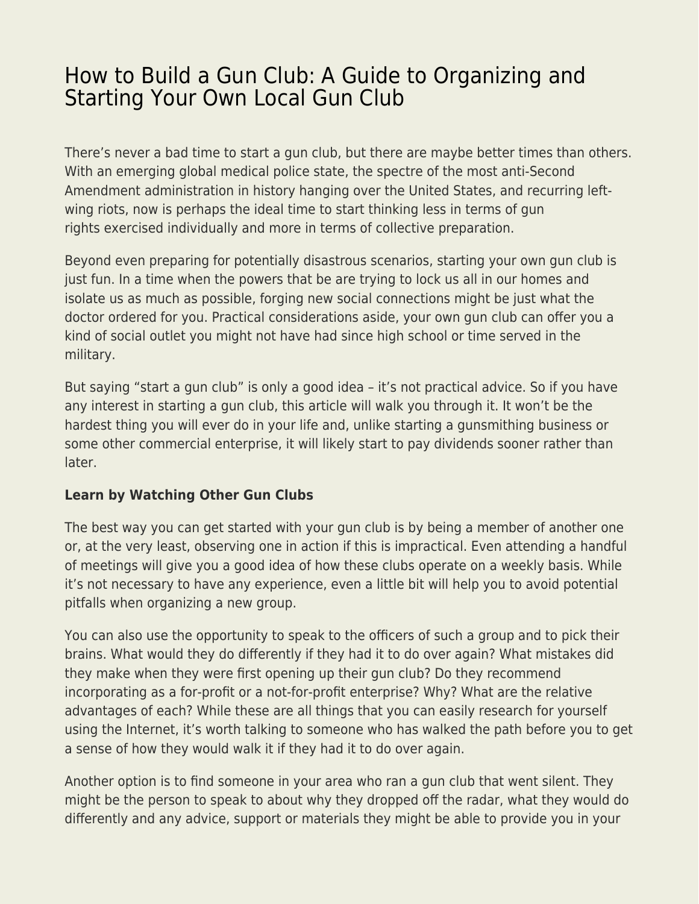# How to Build a Gun Club: A Guide to Organizing and Starting Your Own Local Gun Club

There's never a bad time to start a gun club, but there are maybe better times than others. With an emerging global medical police state, the spectre of the most anti-Second Amendment administration in history hanging over the United States, and recurring left-wing riots, now is perhaps the ideal time to start thinking less in terms of gun rights exercised individually and more in terms of collective preparation.

Beyond even preparing for potentially disastrous scenarios, starting your own gun club is just fun. In a time when the powers that be are trying to lock us all in our homes and isolate us as much as possible, forging new social connections might be just what the doctor ordered for you. Practical considerations aside, your own gun club can offer you a kind of social outlet you might not have had since high school or time served in the military.

But saying "start a gun club" is only a good idea – it's not practical advice. So if you have any interest in starting a gun club, this article will walk you through it. It won't be the hardest thing you will ever do in your life and, unlike starting a gunsmithing business or some other commercial enterprise, it will likely start to pay dividends sooner rather than later.

**Learn by Watching Other Gun Clubs**

The best way you can get started with your gun club is by being a member of another one or, at the very least, observing one in action if this is impractical. Even attending a handful of meetings will give you a good idea of how these clubs operate on a weekly basis. While it's not necessary to have any experience, even a little bit will help you to avoid potential pitfalls when organizing a new group.

You can also use the opportunity to speak to the officers of such a group and to pick their brains. What would they do differently if they had it to do over again? What mistakes did they make when they were first opening up their gun club? Do they recommend incorporating as a for-profit or a not-for-profit enterprise? Why? What are the relative advantages of each? While these are all things that you can easily research for yourself using the Internet, it's worth talking to someone who has walked the path before you to get a sense of how they would walk it if they had it to do over again.

Another option is to find someone in your area who ran a gun club that went silent. They might be the person to speak to about why they dropped off the radar, what they would do differently and any advice, support or materials they might be able to provide you in your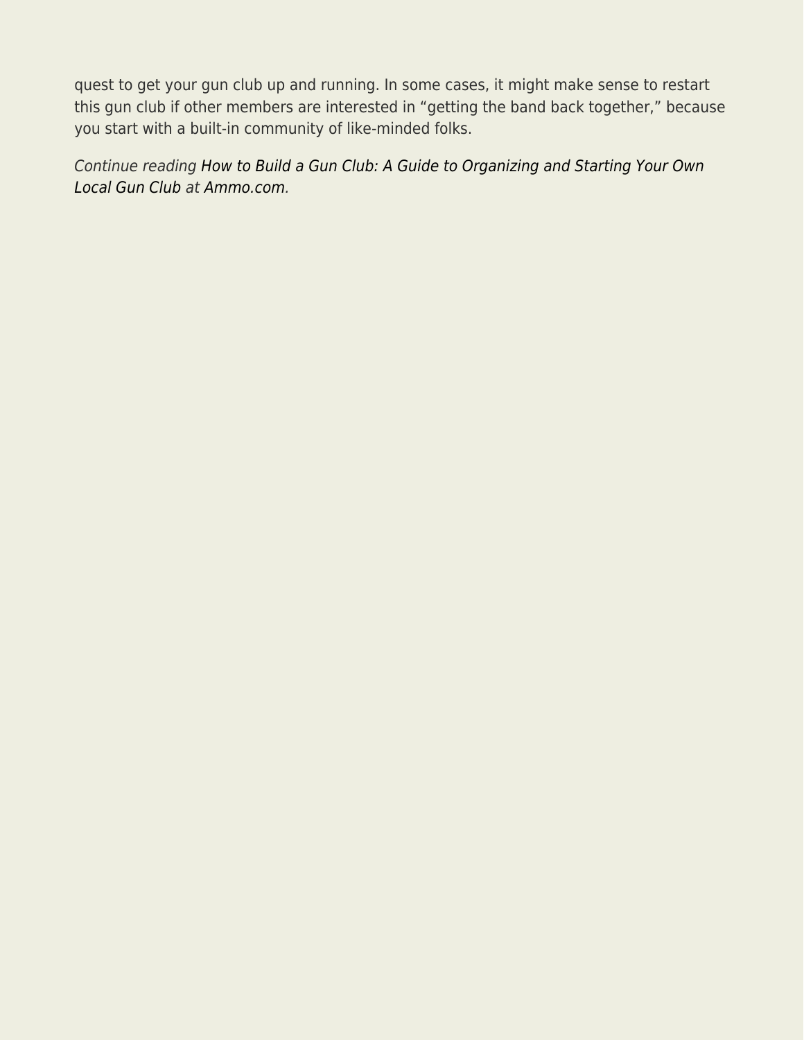quest to get your gun club up and running. In some cases, it might make sense to restart this gun club if other members are interested in "getting the band back together," because you start with a built-in community of like-minded folks.

*Continue reading How to Build a Gun Club: A Guide to Organizing and Starting Your Own Local Gun Club at Ammo.com.*